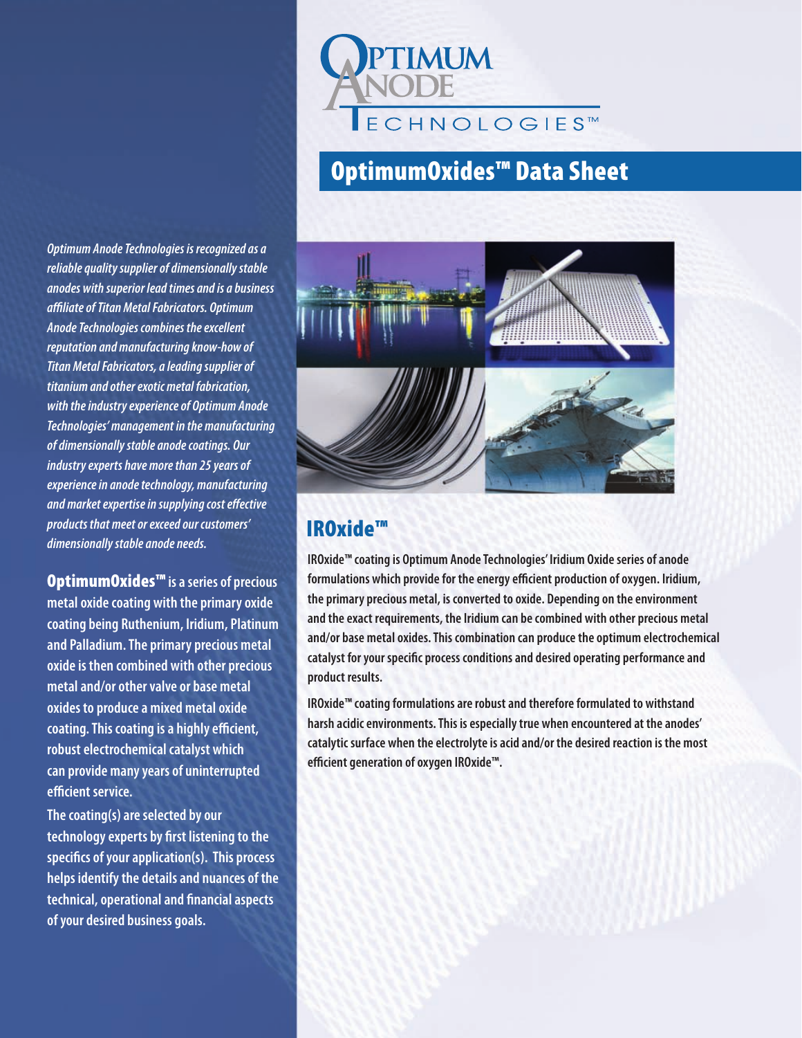# OptimumOxides™ Data Sheet

*Optimum Anode Technologies is recognized as a reliable quality supplier of dimensionally stable anodes with superior lead times and is a business affiliate of Titan Metal Fabricators. Optimum Anode Technologies combines the excellent reputation and manufacturing know-how of Titan Metal Fabricators, a leading supplier of titanium and other exotic metal fabrication, with the industry experience of Optimum Anode Technologies' management in the manufacturing of dimensionally stable anode coatings. Our industry experts have more than 25 years of experience in anode technology, manufacturing and market expertise in supplying cost effective products that meet or exceed our customers' dimensionally stable anode needs.*

**OptimumOxides™ is a series of precious metal oxide coating with the primary oxide coating being Ruthenium, Iridium, Platinum and Palladium. The primary precious metal oxide is then combined with other precious metal and/or other valve or base metal oxides to produce a mixed metal oxide coating. This coating is a highly efficient, robust electrochemical catalyst which can provide many years of uninterrupted efficient service.**

**The coating(s) are selected by our technology experts by first listening to the specifics of your application(s). This process helps identify the details and nuances of the technical, operational and financial aspects of your desired business goals.**

## IROxide™

IROxide™ coating is Optimum Anode Technologies' Iridium Oxide series of anode formulations which provide for the energy efficient production of oxygen. Iridium, the primary precious metal, is converted to oxide. Depending on the environment and the exact requirements, the Iridium can be combined with other precious metal and/or base metal oxides. This combination can produce the optimum electrochemical catalyst for your specific process conditions and desired operating performance and product results.

IROxide™ coating formulations are robust and therefore formulated to withstand harsh acidic environments. This is especially true when encountered at the anodes' catalytic surface when the electrolyte is acid and/or the desired reaction is the most efficient generation of oxygen IROxide™.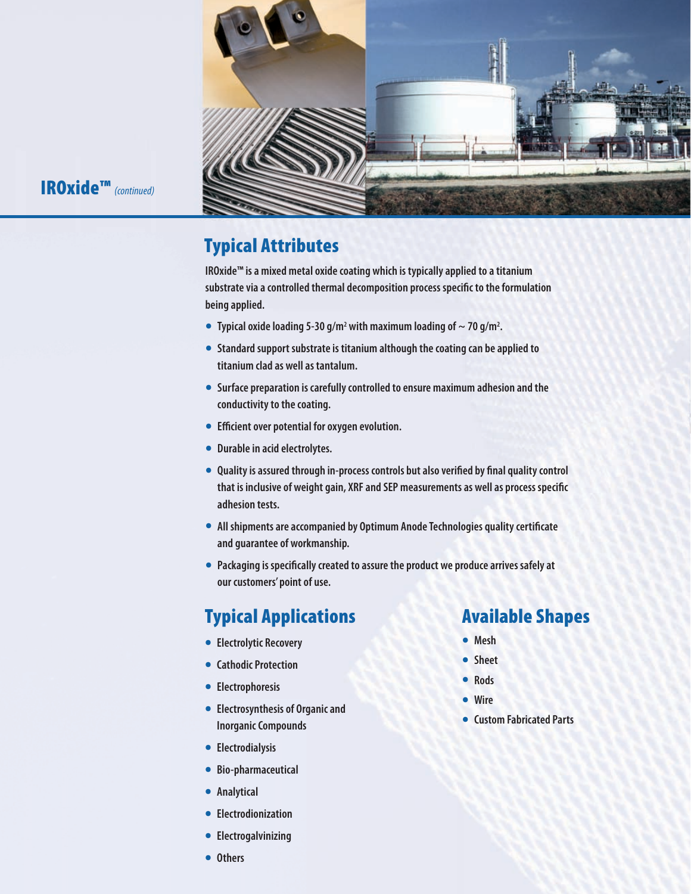# IROxide™ *(continued)*

## Typical Attributes

IROxide™ is a mixed metal oxide coating which is typically applied to a titanium substrate via a controlled thermal decomposition process specific to the formulation being applied.

- Typical oxide loading 5-30 $g/m^2$ with maximum loading of ~ 70 $g/m^2$.
- Standard support substrate is titanium although the coating can be applied to titanium clad as well as tantalum.
- Surface preparation is carefully controlled to ensure maximum adhesion and the conductivity to the coating.
- Efficient over potential for oxygen evolution.
- Durable in acid electrolytes.
- Quality is assured through in-process controls but also verified by final quality control that is inclusive of weight gain, XRF and SEP measurements as well as process specific adhesion tests.
- All shipments are accompanied by Optimum Anode Technologies quality certificate and guarantee of workmanship.
- Packaging is specifically created to assure the product we produce arrives safely at our customers' point of use.

## Typical Applications

- Electrolytic Recovery
- Cathodic Protection
- Electrophoresis
- Electrosynthesis of Organic and Inorganic Compounds
- Electrodialysis
- Bio-pharmaceutical
- Analytical
- Electrodionization
- Electrogalvinizing
- Others

## Available Shapes

- Mesh
- Sheet
- Rods
- Wire
- Custom Fabricated Parts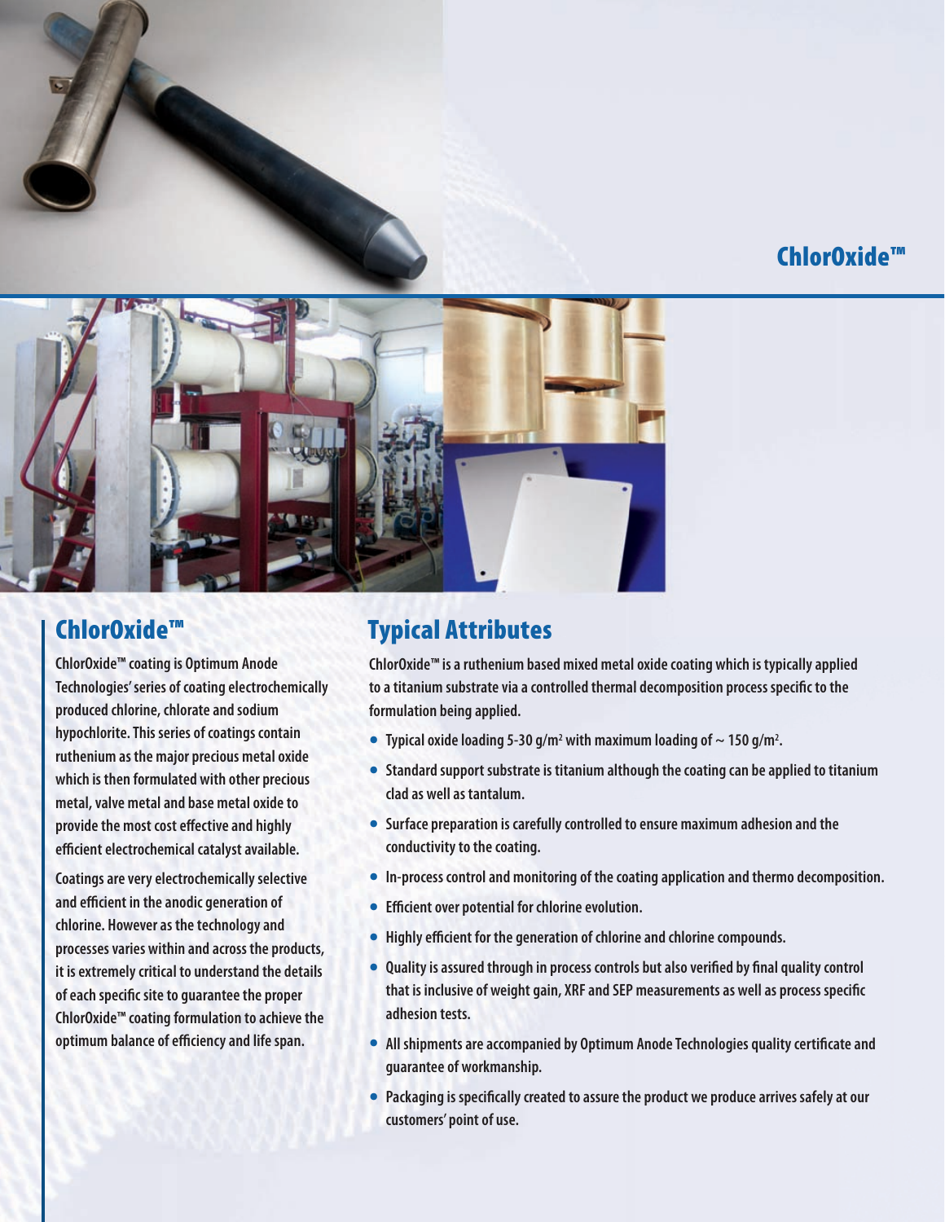## ChlorOxide™

## ChlorOxide™

ChlorOxide™ coating is Optimum Anode Technologies' series of coating electrochemically produced chlorine, chlorate and sodium hypochlorite. This series of coatings contain ruthenium as the major precious metal oxide which is then formulated with other precious metal, valve metal and base metal oxide to provide the most cost effective and highly efficient electrochemical catalyst available.

Coatings are very electrochemically selective and efficient in the anodic generation of chlorine. However as the technology and processes varies within and across the products, it is extremely critical to understand the details of each specific site to guarantee the proper ChlorOxide™ coating formulation to achieve the optimum balance of efficiency and life span.

## Typical Attributes

ChlorOxide™ is a ruthenium based mixed metal oxide coating which is typically applied to a titanium substrate via a controlled thermal decomposition process specific to the formulation being applied.

- Typical oxide loading 5-30 g/m$^2$ with maximum loading of ~ 150 g/m$^2$.
- Standard support substrate is titanium although the coating can be applied to titanium clad as well as tantalum.
- Surface preparation is carefully controlled to ensure maximum adhesion and the conductivity to the coating.
- In-process control and monitoring of the coating application and thermo decomposition.
- Efficient over potential for chlorine evolution.
- Highly efficient for the generation of chlorine and chlorine compounds.
- Quality is assured through in process controls but also verified by final quality control that is inclusive of weight gain, XRF and SEP measurements as well as process specific adhesion tests.
- All shipments are accompanied by Optimum Anode Technologies quality certificate and guarantee of workmanship.
- Packaging is specifically created to assure the product we produce arrives safely at our customers' point of use.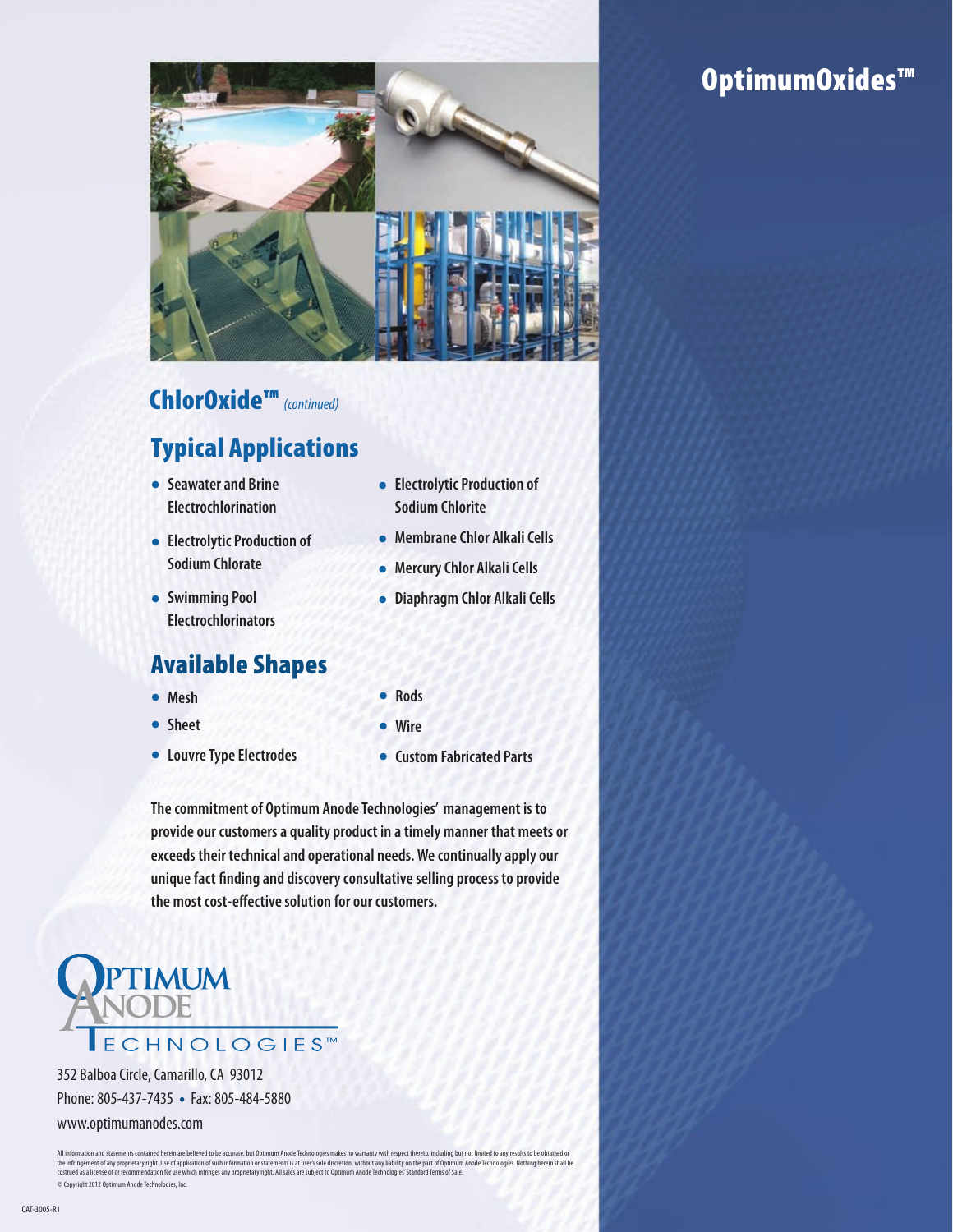# OptimumOxides™

## ChlorOxide™ *(continued)*

## Typical Applications

- Seawater and Brine Electrochlorination
- Electrolytic Production of Sodium Chlorate
- Swimming Pool Electrochlorinators
- Electrolytic Production of Sodium Chlorite
- Membrane Chlor Alkali Cells
- Mercury Chlor Alkali Cells
- Diaphragm Chlor Alkali Cells

## Available Shapes

- Mesh
- Sheet
- Louvre Type Electrodes
- Rods
- Wire
- Custom Fabricated Parts

**The commitment of Optimum Anode Technologies' management is to provide our customers a quality product in a timely manner that meets or exceeds their technical and operational needs. We continually apply our unique fact finding and discovery consultative selling process to provide the most cost-effective solution for our customers.**

OPTIMUM ANODE TECHNOLOGIES™

352 Balboa Circle, Camarillo, CA 93012
Phone: 805-437-7435 • Fax: 805-484-5880
www.optimumanodes.com

All information and statements contained herein are believed to be accurate, but Optimum Anode Technologies makes no warranty with respect thereto, including but not limited to any results to be obtained or the infringement of any proprietary right. Use of application of such information or statements is at user's sole discretion, without any liability on the part of Optimum Anode Technologies. Nothing herein shall be costrued as a license of or recommendation for use which infringes any proprietary right. All sales are subject to Optimum Anode Technologies' Standard Terms of Sale.
© Copyright 2012 Optimum Anode Technologies, Inc.

OAT-3005-R1